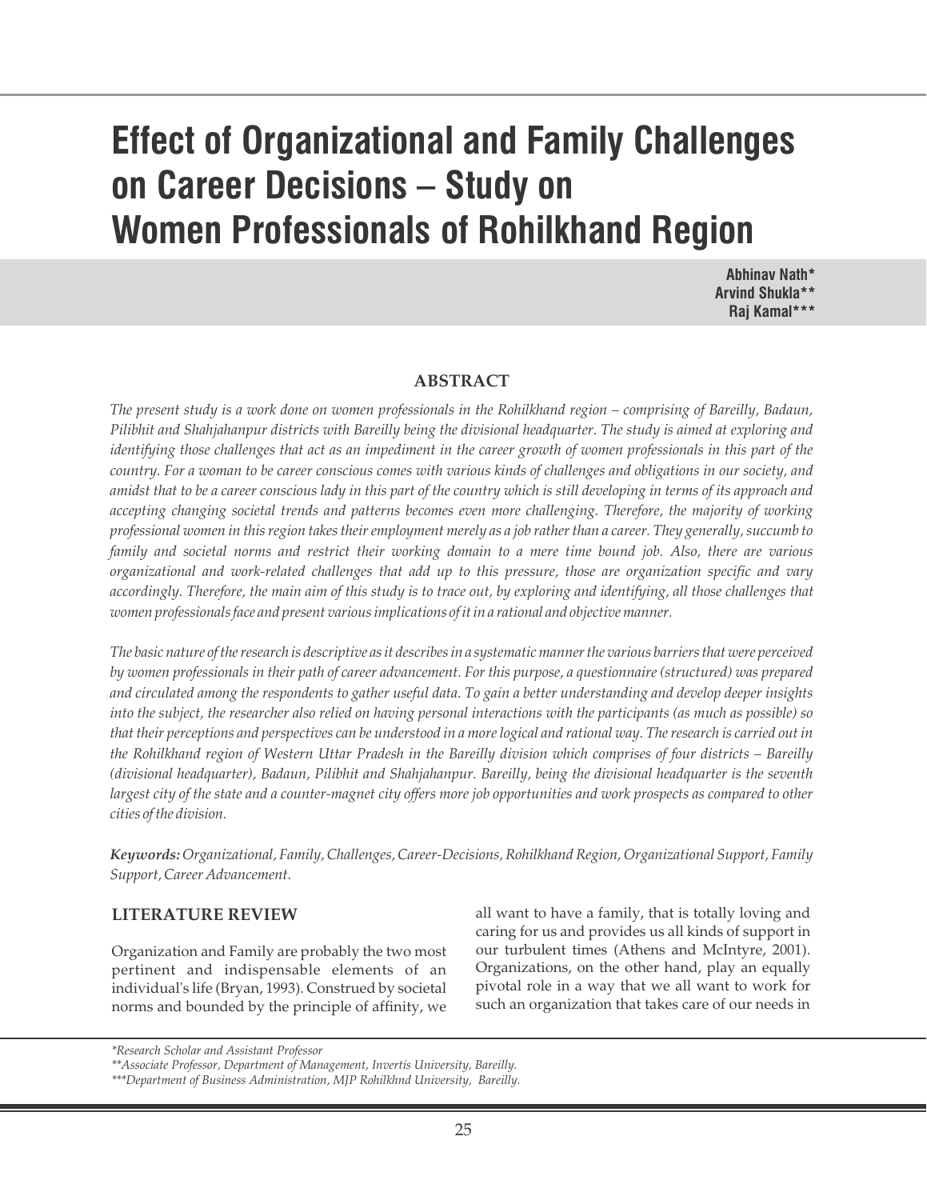# Effect of Organizational and Family Challenges on Career Decisions – Study on Women Professionals of Rohilkhand Region

**Abhinav Nath***
**Arvind Shukla****
**Raj Kamal*****

## ABSTRACT

*The present study is a work done on women professionals in the Rohilkhand region – comprising of Bareilly, Badaun, Pilibhit and Shahjahanpur districts with Bareilly being the divisional headquarter. The study is aimed at exploring and identifying those challenges that act as an impediment in the career growth of women professionals in this part of the country. For a woman to be career conscious comes with various kinds of challenges and obligations in our society, and amidst that to be a career conscious lady in this part of the country which is still developing in terms of its approach and accepting changing societal trends and patterns becomes even more challenging. Therefore, the majority of working professional women in this region takes their employment merely as a job rather than a career. They generally, succumb to family and societal norms and restrict their working domain to a mere time bound job. Also, there are various organizational and work-related challenges that add up to this pressure, those are organization specific and vary accordingly. Therefore, the main aim of this study is to trace out, by exploring and identifying, all those challenges that women professionals face and present various implications of it in a rational and objective manner.*

*The basic nature of the research is descriptive as it describes in a systematic manner the various barriers that were perceived by women professionals in their path of career advancement. For this purpose, a questionnaire (structured) was prepared and circulated among the respondents to gather useful data. To gain a better understanding and develop deeper insights into the subject, the researcher also relied on having personal interactions with the participants (as much as possible) so that their perceptions and perspectives can be understood in a more logical and rational way. The research is carried out in the Rohilkhand region of Western Uttar Pradesh in the Bareilly division which comprises of four districts – Bareilly (divisional headquarter), Badaun, Pilibhit and Shahjahanpur. Bareilly, being the divisional headquarter is the seventh largest city of the state and a counter-magnet city offers more job opportunities and work prospects as compared to other cities of the division.*

***Keywords:*** *Organizational, Family, Challenges, Career-Decisions, Rohilkhand Region, Organizational Support, Family Support, Career Advancement.*

## LITERATURE REVIEW

Organization and Family are probably the two most pertinent and indispensable elements of an individual's life (Bryan, 1993). Construed by societal norms and bounded by the principle of affinity, we all want to have a family, that is totally loving and caring for us and provides us all kinds of support in our turbulent times (Athens and McIntyre, 2001). Organizations, on the other hand, play an equally pivotal role in a way that we all want to work for such an organization that takes care of our needs in

---

*\*Research Scholar and Assistant Professor*
*\*\*Associate Professor, Department of Management, Invertis University, Bareilly.*
*\*\*\*Department of Business Administration, MJP Rohilkhnd University, Bareilly.*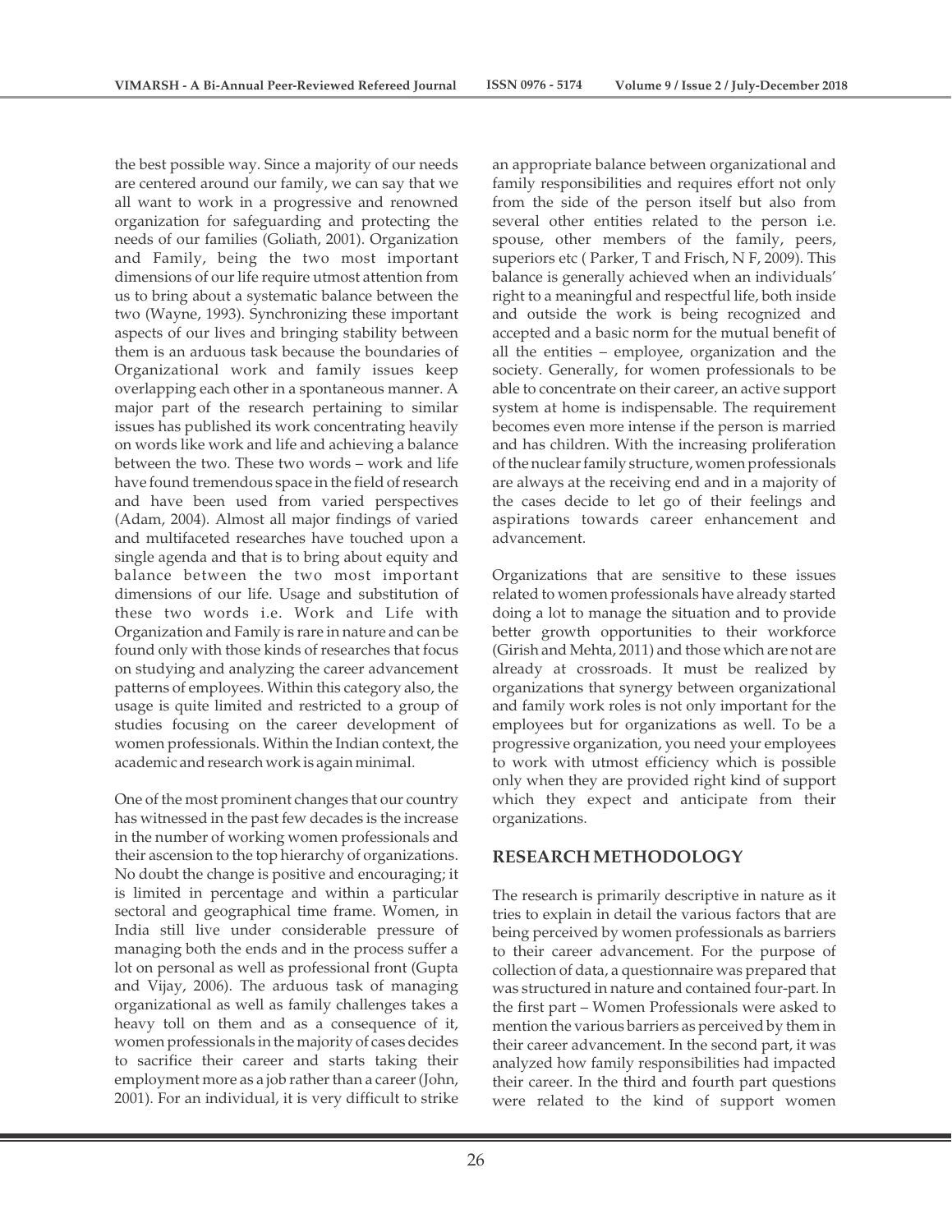the best possible way. Since a majority of our needs are centered around our family, we can say that we all want to work in a progressive and renowned organization for safeguarding and protecting the needs of our families (Goliath, 2001). Organization and Family, being the two most important dimensions of our life require utmost attention from us to bring about a systematic balance between the two (Wayne, 1993). Synchronizing these important aspects of our lives and bringing stability between them is an arduous task because the boundaries of Organizational work and family issues keep overlapping each other in a spontaneous manner. A major part of the research pertaining to similar issues has published its work concentrating heavily on words like work and life and achieving a balance between the two. These two words – work and life have found tremendous space in the field of research and have been used from varied perspectives (Adam, 2004). Almost all major findings of varied and multifaceted researches have touched upon a single agenda and that is to bring about equity and balance between the two most important dimensions of our life. Usage and substitution of these two words i.e. Work and Life with Organization and Family is rare in nature and can be found only with those kinds of researches that focus on studying and analyzing the career advancement patterns of employees. Within this category also, the usage is quite limited and restricted to a group of studies focusing on the career development of women professionals. Within the Indian context, the academic and research work is again minimal.

One of the most prominent changes that our country has witnessed in the past few decades is the increase in the number of working women professionals and their ascension to the top hierarchy of organizations. No doubt the change is positive and encouraging; it is limited in percentage and within a particular sectoral and geographical time frame. Women, in India still live under considerable pressure of managing both the ends and in the process suffer a lot on personal as well as professional front (Gupta and Vijay, 2006). The arduous task of managing organizational as well as family challenges takes a heavy toll on them and as a consequence of it, women professionals in the majority of cases decides to sacrifice their career and starts taking their employment more as a job rather than a career (John, 2001). For an individual, it is very difficult to strike an appropriate balance between organizational and family responsibilities and requires effort not only from the side of the person itself but also from several other entities related to the person i.e. spouse, other members of the family, peers, superiors etc ( Parker, T and Frisch, N F, 2009). This balance is generally achieved when an individuals' right to a meaningful and respectful life, both inside and outside the work is being recognized and accepted and a basic norm for the mutual benefit of all the entities – employee, organization and the society. Generally, for women professionals to be able to concentrate on their career, an active support system at home is indispensable. The requirement becomes even more intense if the person is married and has children. With the increasing proliferation of the nuclear family structure, women professionals are always at the receiving end and in a majority of the cases decide to let go of their feelings and aspirations towards career enhancement and advancement.

Organizations that are sensitive to these issues related to women professionals have already started doing a lot to manage the situation and to provide better growth opportunities to their workforce (Girish and Mehta, 2011) and those which are not are already at crossroads. It must be realized by organizations that synergy between organizational and family work roles is not only important for the employees but for organizations as well. To be a progressive organization, you need your employees to work with utmost efficiency which is possible only when they are provided right kind of support which they expect and anticipate from their organizations.

## RESEARCH METHODOLOGY

The research is primarily descriptive in nature as it tries to explain in detail the various factors that are being perceived by women professionals as barriers to their career advancement. For the purpose of collection of data, a questionnaire was prepared that was structured in nature and contained four-part. In the first part – Women Professionals were asked to mention the various barriers as perceived by them in their career advancement. In the second part, it was analyzed how family responsibilities had impacted their career. In the third and fourth part questions were related to the kind of support women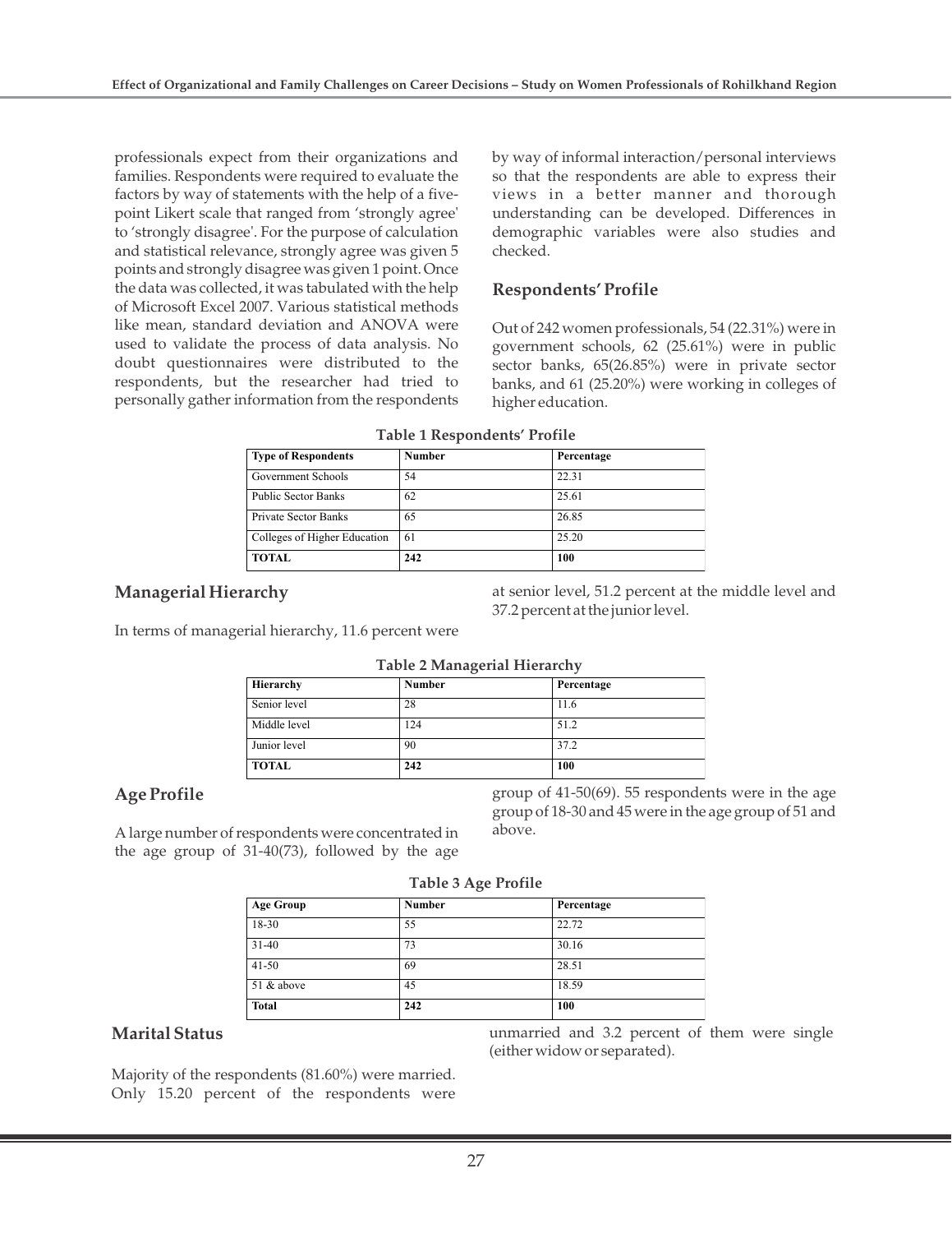professionals expect from their organizations and families. Respondents were required to evaluate the factors by way of statements with the help of a five-point Likert scale that ranged from 'strongly agree' to 'strongly disagree'. For the purpose of calculation and statistical relevance, strongly agree was given 5 points and strongly disagree was given 1 point. Once the data was collected, it was tabulated with the help of Microsoft Excel 2007. Various statistical methods like mean, standard deviation and ANOVA were used to validate the process of data analysis. No doubt questionnaires were distributed to the respondents, but the researcher had tried to personally gather information from the respondents by way of informal interaction/personal interviews so that the respondents are able to express their views in a better manner and thorough understanding can be developed. Differences in demographic variables were also studies and checked.

## Respondents' Profile

Out of 242 women professionals, 54 (22.31%) were in government schools, 62 (25.61%) were in public sector banks, 65(26.85%) were in private sector banks, and 61 (25.20%) were working in colleges of higher education.

**Table 1 Respondents' Profile**

| Type of Respondents | Number | Percentage |
|---|---|---|
| Government Schools | 54 | 22.31 |
| Public Sector Banks | 62 | 25.61 |
| Private Sector Banks | 65 | 26.85 |
| Colleges of Higher Education | 61 | 25.20 |
| **TOTAL** | **242** | **100** |

## Managerial Hierarchy

In terms of managerial hierarchy, 11.6 percent were at senior level, 51.2 percent at the middle level and 37.2 percent at the junior level.

**Table 2 Managerial Hierarchy**

| Hierarchy | Number | Percentage |
|---|---|---|
| Senior level | 28 | 11.6 |
| Middle level | 124 | 51.2 |
| Junior level | 90 | 37.2 |
| **TOTAL** | **242** | **100** |

## Age Profile

A large number of respondents were concentrated in the age group of 31-40(73), followed by the age group of 41-50(69). 55 respondents were in the age group of 18-30 and 45 were in the age group of 51 and above.

**Table 3 Age Profile**

| Age Group | Number | Percentage |
|---|---|---|
| 18-30 | 55 | 22.72 |
| 31-40 | 73 | 30.16 |
| 41-50 | 69 | 28.51 |
| 51 & above | 45 | 18.59 |
| **Total** | **242** | **100** |

## Marital Status

Majority of the respondents (81.60%) were married. Only 15.20 percent of the respondents were unmarried and 3.2 percent of them were single (either widow or separated).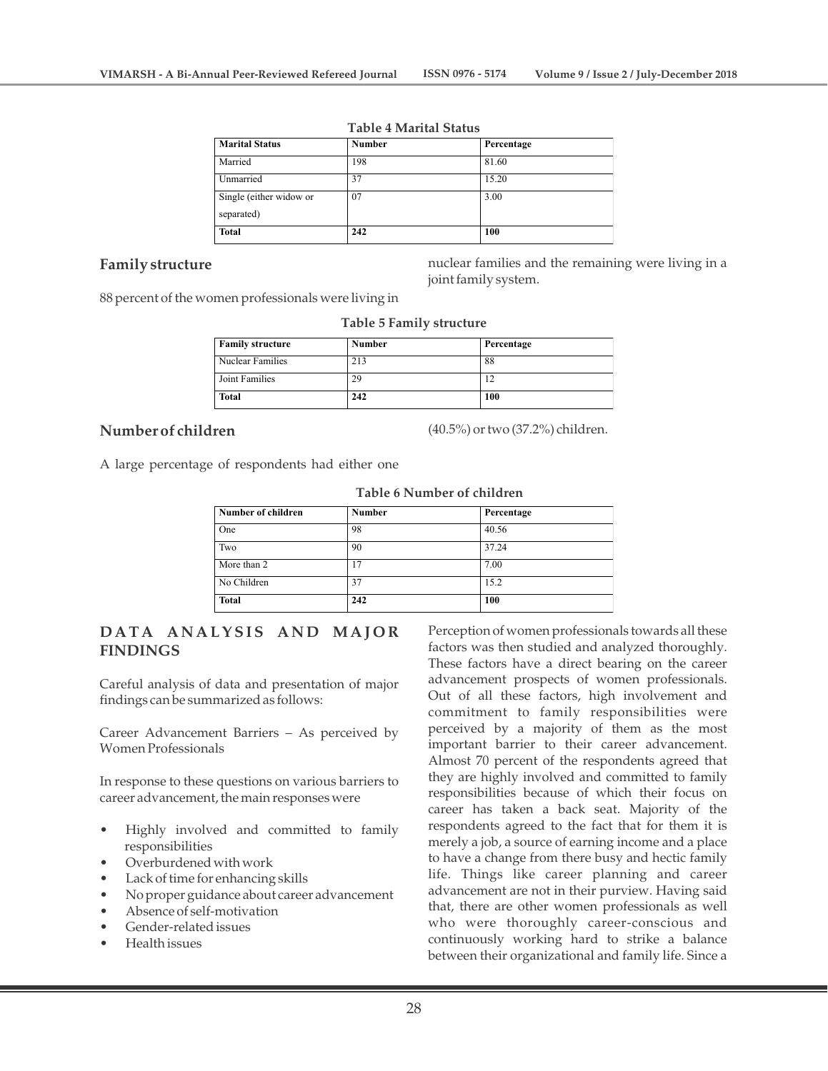**Table 4 Marital Status**

| Marital Status | Number | Percentage |
|---|---|---|
| Married | 198 | 81.60 |
| Unmarried | 37 | 15.20 |
| Single (either widow or separated) | 07 | 3.00 |
| **Total** | **242** | **100** |

### Family structure

88 percent of the women professionals were living in nuclear families and the remaining were living in a joint family system.

**Table 5 Family structure**

| Family structure | Number | Percentage |
|---|---|---|
| Nuclear Families | 213 | 88 |
| Joint Families | 29 | 12 |
| **Total** | **242** | **100** |

### Number of children

A large percentage of respondents had either one (40.5%) or two (37.2%) children.

**Table 6 Number of children**

| Number of children | Number | Percentage |
|---|---|---|
| One | 98 | 40.56 |
| Two | 90 | 37.24 |
| More than 2 | 17 | 7.00 |
| No Children | 37 | 15.2 |
| **Total** | **242** | **100** |

## DATA ANALYSIS AND MAJOR FINDINGS

Careful analysis of data and presentation of major findings can be summarized as follows:

Career Advancement Barriers – As perceived by Women Professionals

In response to these questions on various barriers to career advancement, the main responses were

- Highly involved and committed to family responsibilities
- Overburdened with work
- Lack of time for enhancing skills
- No proper guidance about career advancement
- Absence of self-motivation
- Gender-related issues
- Health issues

Perception of women professionals towards all these factors was then studied and analyzed thoroughly. These factors have a direct bearing on the career advancement prospects of women professionals. Out of all these factors, high involvement and commitment to family responsibilities were perceived by a majority of them as the most important barrier to their career advancement. Almost 70 percent of the respondents agreed that they are highly involved and committed to family responsibilities because of which their focus on career has taken a back seat. Majority of the respondents agreed to the fact that for them it is merely a job, a source of earning income and a place to have a change from there busy and hectic family life. Things like career planning and career advancement are not in their purview. Having said that, there are other women professionals as well who were thoroughly career-conscious and continuously working hard to strike a balance between their organizational and family life. Since a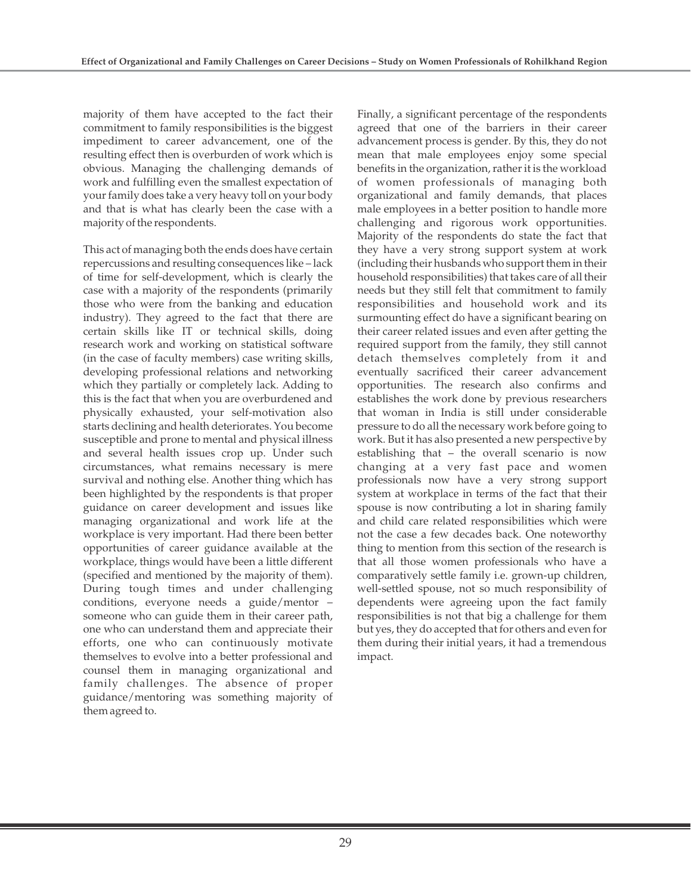majority of them have accepted to the fact their commitment to family responsibilities is the biggest impediment to career advancement, one of the resulting effect then is overburden of work which is obvious. Managing the challenging demands of work and fulfilling even the smallest expectation of your family does take a very heavy toll on your body and that is what has clearly been the case with a majority of the respondents.

This act of managing both the ends does have certain repercussions and resulting consequences like – lack of time for self-development, which is clearly the case with a majority of the respondents (primarily those who were from the banking and education industry). They agreed to the fact that there are certain skills like IT or technical skills, doing research work and working on statistical software (in the case of faculty members) case writing skills, developing professional relations and networking which they partially or completely lack. Adding to this is the fact that when you are overburdened and physically exhausted, your self-motivation also starts declining and health deteriorates. You become susceptible and prone to mental and physical illness and several health issues crop up. Under such circumstances, what remains necessary is mere survival and nothing else. Another thing which has been highlighted by the respondents is that proper guidance on career development and issues like managing organizational and work life at the workplace is very important. Had there been better opportunities of career guidance available at the workplace, things would have been a little different (specified and mentioned by the majority of them). During tough times and under challenging conditions, everyone needs a guide/mentor – someone who can guide them in their career path, one who can understand them and appreciate their efforts, one who can continuously motivate themselves to evolve into a better professional and counsel them in managing organizational and family challenges. The absence of proper guidance/mentoring was something majority of them agreed to.

Finally, a significant percentage of the respondents agreed that one of the barriers in their career advancement process is gender. By this, they do not mean that male employees enjoy some special benefits in the organization, rather it is the workload of women professionals of managing both organizational and family demands, that places male employees in a better position to handle more challenging and rigorous work opportunities. Majority of the respondents do state the fact that they have a very strong support system at work (including their husbands who support them in their household responsibilities) that takes care of all their needs but they still felt that commitment to family responsibilities and household work and its surmounting effect do have a significant bearing on their career related issues and even after getting the required support from the family, they still cannot detach themselves completely from it and eventually sacrificed their career advancement opportunities. The research also confirms and establishes the work done by previous researchers that woman in India is still under considerable pressure to do all the necessary work before going to work. But it has also presented a new perspective by establishing that – the overall scenario is now changing at a very fast pace and women professionals now have a very strong support system at workplace in terms of the fact that their spouse is now contributing a lot in sharing family and child care related responsibilities which were not the case a few decades back. One noteworthy thing to mention from this section of the research is that all those women professionals who have a comparatively settle family i.e. grown-up children, well-settled spouse, not so much responsibility of dependents were agreeing upon the fact family responsibilities is not that big a challenge for them but yes, they do accepted that for others and even for them during their initial years, it had a tremendous impact.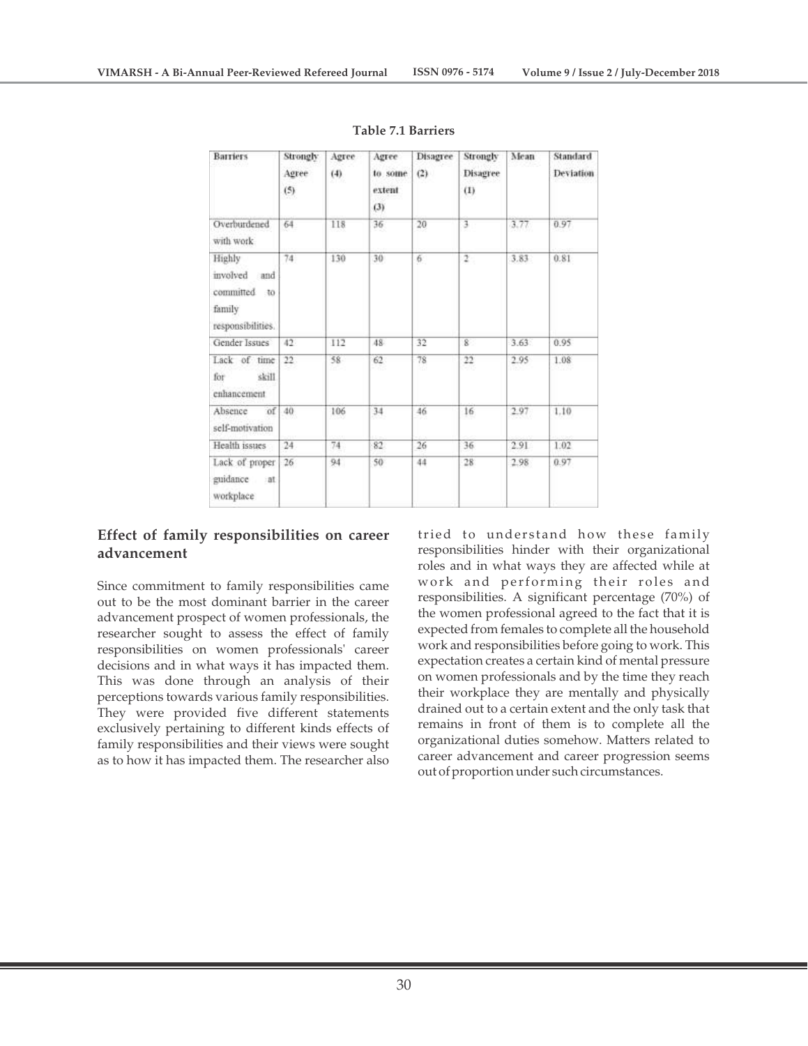**Table 7.1 Barriers**

| Barriers | Strongly Agree (5) | Agree (4) | Agree to some extent (3) | Disagree (2) | Strongly Disagree (1) | Mean | Standard Deviation |
|---|---|---|---|---|---|---|---|
| Overburdened with work | 64 | 118 | 36 | 20 | 3 | 3.77 | 0.97 |
| Highly involved and committed to family responsibilities. | 74 | 130 | 30 | 6 | 2 | 3.83 | 0.81 |
| Gender Issues | 42 | 112 | 48 | 32 | 8 | 3.63 | 0.95 |
| Lack of time for skill enhancement | 22 | 58 | 62 | 78 | 22 | 2.95 | 1.08 |
| Absence of self-motivation | 40 | 106 | 34 | 46 | 16 | 2.97 | 1.10 |
| Health issues | 24 | 74 | 82 | 26 | 36 | 2.91 | 1.02 |
| Lack of proper guidance at workplace | 26 | 94 | 50 | 44 | 28 | 2.98 | 0.97 |

## Effect of family responsibilities on career advancement

Since commitment to family responsibilities came out to be the most dominant barrier in the career advancement prospect of women professionals, the researcher sought to assess the effect of family responsibilities on women professionals' career decisions and in what ways it has impacted them. This was done through an analysis of their perceptions towards various family responsibilities. They were provided five different statements exclusively pertaining to different kinds effects of family responsibilities and their views were sought as to how it has impacted them. The researcher also tried to understand how these family responsibilities hinder with their organizational roles and in what ways they are affected while at work and performing their roles and responsibilities. A significant percentage (70%) of the women professional agreed to the fact that it is expected from females to complete all the household work and responsibilities before going to work. This expectation creates a certain kind of mental pressure on women professionals and by the time they reach their workplace they are mentally and physically drained out to a certain extent and the only task that remains in front of them is to complete all the organizational duties somehow. Matters related to career advancement and career progression seems out of proportion under such circumstances.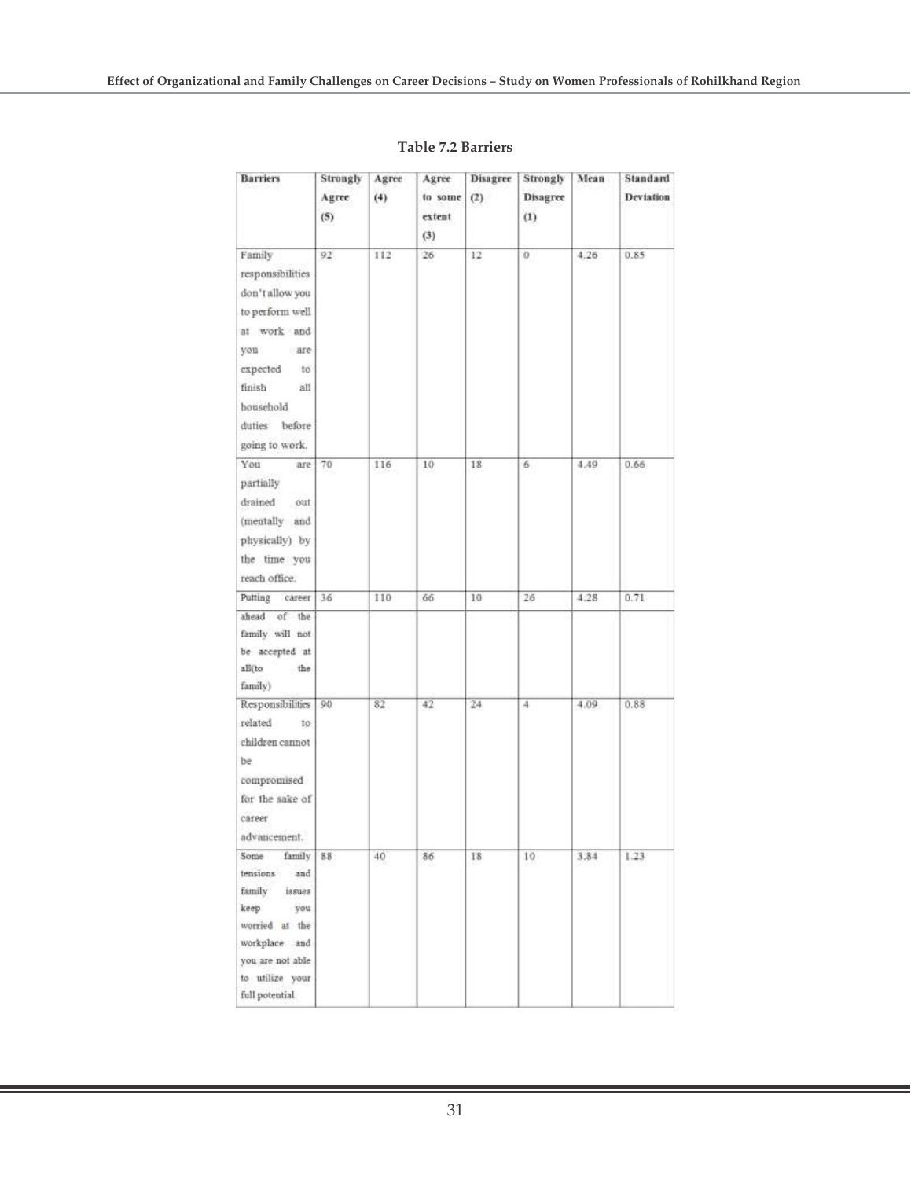**Table 7.2 Barriers**

| Barriers | Strongly Agree (5) | Agree (4) | Agree to some extent (3) | Disagree (2) | Strongly Disagree (1) | Mean | Standard Deviation |
|---|---|---|---|---|---|---|---|
| Family responsibilities don't allow you to perform well at work and you are expected to finish all household duties before going to work. | 92 | 112 | 26 | 12 | 0 | 4.26 | 0.85 |
| You are partially drained out (mentally and physically) by the time you reach office. | 70 | 116 | 10 | 18 | 6 | 4.49 | 0.66 |
| Putting career ahead of the family will not be accepted at all(to the family) | 36 | 110 | 66 | 10 | 26 | 4.28 | 0.71 |
| Responsibilities related to children cannot be compromised for the sake of career advancement. | 90 | 82 | 42 | 24 | 4 | 4.09 | 0.88 |
| Some family tensions and family issues keep you worried at the workplace and you are not able to utilize your full potential. | 88 | 40 | 86 | 18 | 10 | 3.84 | 1.23 |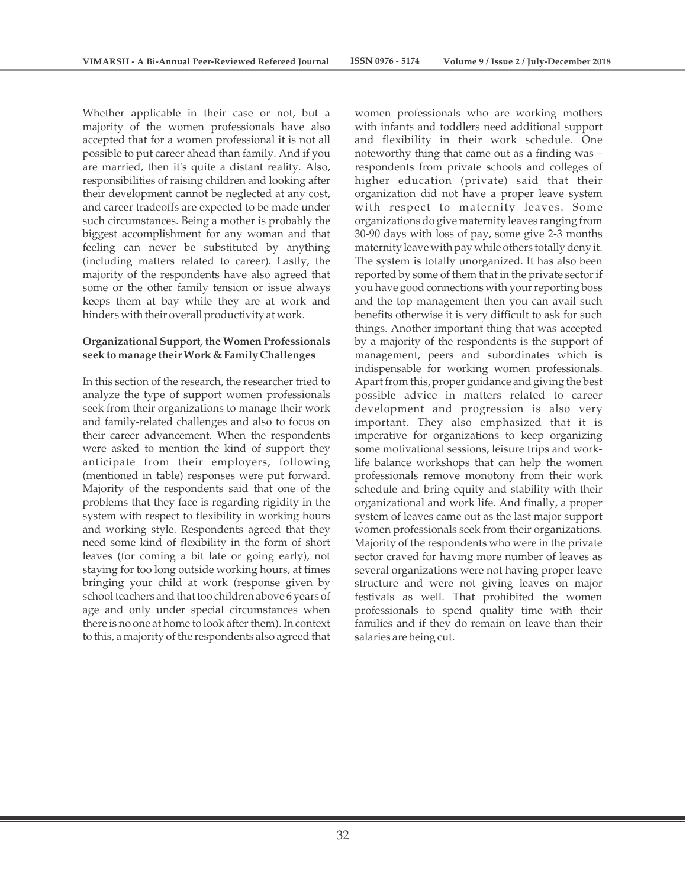Whether applicable in their case or not, but a majority of the women professionals have also accepted that for a women professional it is not all possible to put career ahead than family. And if you are married, then it's quite a distant reality. Also, responsibilities of raising children and looking after their development cannot be neglected at any cost, and career tradeoffs are expected to be made under such circumstances. Being a mother is probably the biggest accomplishment for any woman and that feeling can never be substituted by anything (including matters related to career). Lastly, the majority of the respondents have also agreed that some or the other family tension or issue always keeps them at bay while they are at work and hinders with their overall productivity at work.

**Organizational Support, the Women Professionals seek to manage their Work & Family Challenges**

In this section of the research, the researcher tried to analyze the type of support women professionals seek from their organizations to manage their work and family-related challenges and also to focus on their career advancement. When the respondents were asked to mention the kind of support they anticipate from their employers, following (mentioned in table) responses were put forward. Majority of the respondents said that one of the problems that they face is regarding rigidity in the system with respect to flexibility in working hours and working style. Respondents agreed that they need some kind of flexibility in the form of short leaves (for coming a bit late or going early), not staying for too long outside working hours, at times bringing your child at work (response given by school teachers and that too children above 6 years of age and only under special circumstances when there is no one at home to look after them). In context to this, a majority of the respondents also agreed that women professionals who are working mothers with infants and toddlers need additional support and flexibility in their work schedule. One noteworthy thing that came out as a finding was – respondents from private schools and colleges of higher education (private) said that their organization did not have a proper leave system with respect to maternity leaves. Some organizations do give maternity leaves ranging from 30-90 days with loss of pay, some give 2-3 months maternity leave with pay while others totally deny it. The system is totally unorganized. It has also been reported by some of them that in the private sector if you have good connections with your reporting boss and the top management then you can avail such benefits otherwise it is very difficult to ask for such things. Another important thing that was accepted by a majority of the respondents is the support of management, peers and subordinates which is indispensable for working women professionals. Apart from this, proper guidance and giving the best possible advice in matters related to career development and progression is also very important. They also emphasized that it is imperative for organizations to keep organizing some motivational sessions, leisure trips and work-life balance workshops that can help the women professionals remove monotony from their work schedule and bring equity and stability with their organizational and work life. And finally, a proper system of leaves came out as the last major support women professionals seek from their organizations. Majority of the respondents who were in the private sector craved for having more number of leaves as several organizations were not having proper leave structure and were not giving leaves on major festivals as well. That prohibited the women professionals to spend quality time with their families and if they do remain on leave than their salaries are being cut.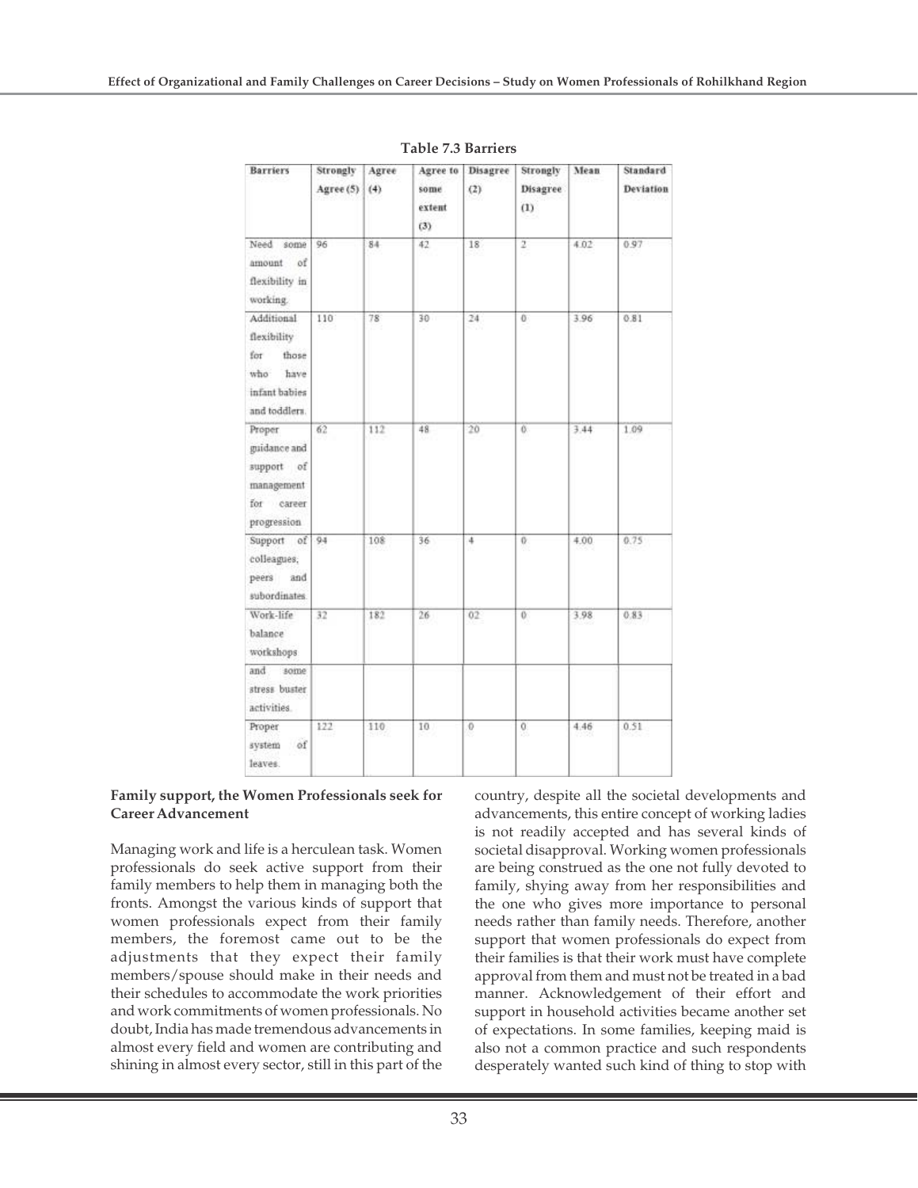**Table 7.3 Barriers**

| Barriers | Strongly Agree (5) | Agree (4) | Agree to some extent (3) | Disagree (2) | Strongly Disagree (1) | Mean | Standard Deviation |
|---|---|---|---|---|---|---|---|
| Need some amount of flexibility in working. | 96 | 84 | 42 | 18 | 2 | 4.02 | 0.97 |
| Additional flexibility for those who have infant babies and toddlers. | 110 | 78 | 30 | 24 | 0 | 3.96 | 0.81 |
| Proper guidance and support of management for career progression | 62 | 112 | 48 | 20 | 0 | 3.44 | 1.09 |
| Support of colleagues, peers and subordinates. | 94 | 108 | 36 | 4 | 0 | 4.00 | 0.75 |
| Work-life balance workshops | 32 | 182 | 26 | 02 | 0 | 3.98 | 0.83 |
| and some stress buster activities. | | | | | | | |
| Proper system of leaves. | 122 | 110 | 10 | 0 | 0 | 4.46 | 0.51 |

**Family support, the Women Professionals seek for Career Advancement**

Managing work and life is a herculean task. Women professionals do seek active support from their family members to help them in managing both the fronts. Amongst the various kinds of support that women professionals expect from their family members, the foremost came out to be the adjustments that they expect their family members/spouse should make in their needs and their schedules to accommodate the work priorities and work commitments of women professionals. No doubt, India has made tremendous advancements in almost every field and women are contributing and shining in almost every sector, still in this part of the country, despite all the societal developments and advancements, this entire concept of working ladies is not readily accepted and has several kinds of societal disapproval. Working women professionals are being construed as the one not fully devoted to family, shying away from her responsibilities and the one who gives more importance to personal needs rather than family needs. Therefore, another support that women professionals do expect from their families is that their work must have complete approval from them and must not be treated in a bad manner. Acknowledgement of their effort and support in household activities became another set of expectations. In some families, keeping maid is also not a common practice and such respondents desperately wanted such kind of thing to stop with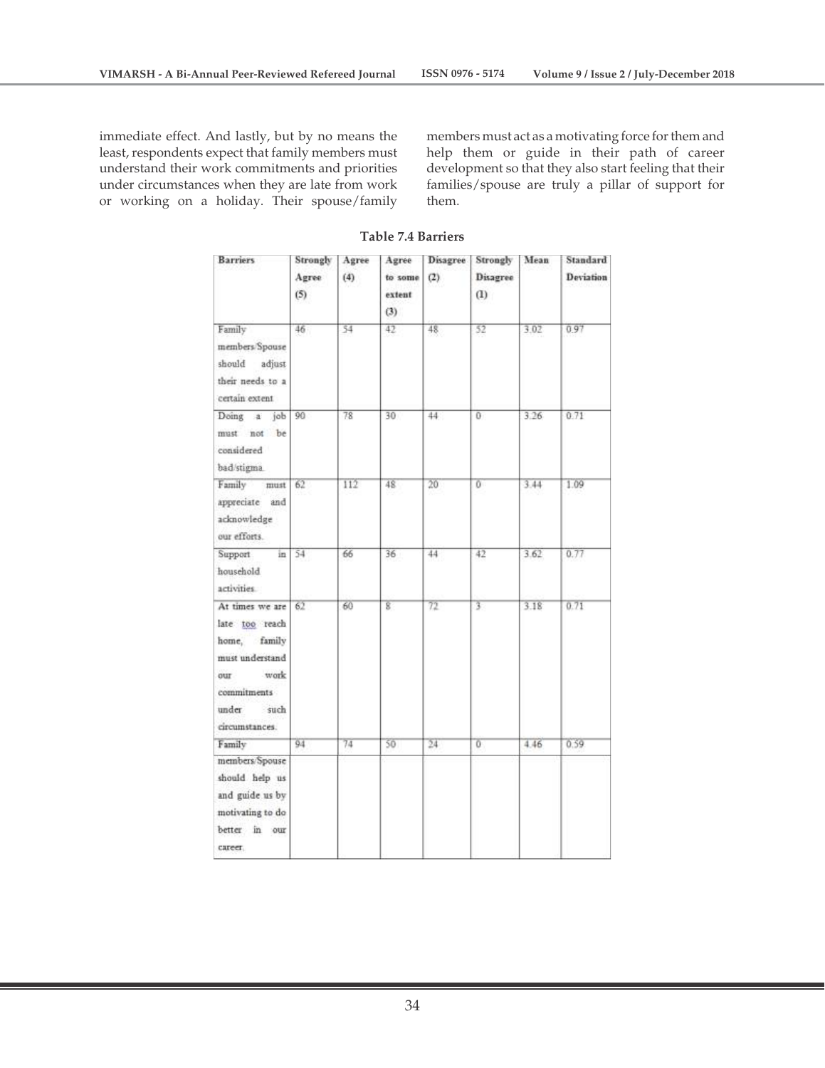immediate effect. And lastly, but by no means the least, respondents expect that family members must understand their work commitments and priorities under circumstances when they are late from work or working on a holiday. Their spouse/family members must act as a motivating force for them and help them or guide in their path of career development so that they also start feeling that their families/spouse are truly a pillar of support for them.

**Table 7.4 Barriers**

| Barriers | Strongly Agree (5) | Agree (4) | Agree to some extent (3) | Disagree (2) | Strongly Disagree (1) | Mean | Standard Deviation |
|---|---|---|---|---|---|---|---|
| Family members/Spouse should adjust their needs to a certain extent | 46 | 54 | 42 | 48 | 52 | 3.02 | 0.97 |
| Doing a job must not be considered bad/stigma. | 90 | 78 | 30 | 44 | 0 | 3.26 | 0.71 |
| Family must appreciate and acknowledge our efforts. | 62 | 112 | 48 | 20 | 0 | 3.44 | 1.09 |
| Support in household activities. | 54 | 66 | 36 | 44 | 42 | 3.62 | 0.77 |
| At times we are late too reach home, family must understand our work commitments under such circumstances. | 62 | 60 | 8 | 72 | 3 | 3.18 | 0.71 |
| Family members/Spouse should help us and guide us by motivating to do better in our career. | 94 | 74 | 50 | 24 | 0 | 4.46 | 0.59 |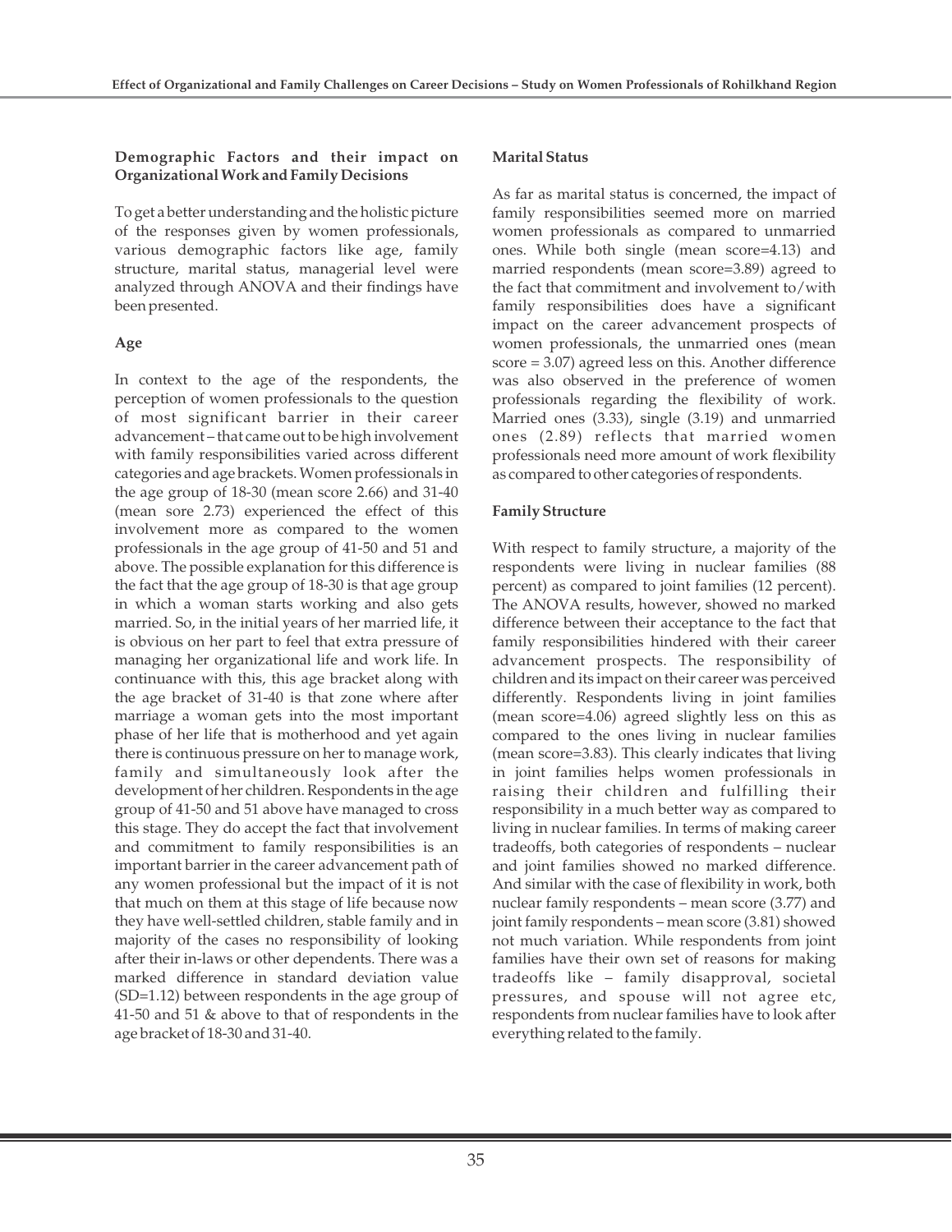### Demographic Factors and their impact on Organizational Work and Family Decisions

To get a better understanding and the holistic picture of the responses given by women professionals, various demographic factors like age, family structure, marital status, managerial level were analyzed through ANOVA and their findings have been presented.

### Age

In context to the age of the respondents, the perception of women professionals to the question of most significant barrier in their career advancement – that came out to be high involvement with family responsibilities varied across different categories and age brackets. Women professionals in the age group of 18-30 (mean score 2.66) and 31-40 (mean sore 2.73) experienced the effect of this involvement more as compared to the women professionals in the age group of 41-50 and 51 and above. The possible explanation for this difference is the fact that the age group of 18-30 is that age group in which a woman starts working and also gets married. So, in the initial years of her married life, it is obvious on her part to feel that extra pressure of managing her organizational life and work life. In continuance with this, this age bracket along with the age bracket of 31-40 is that zone where after marriage a woman gets into the most important phase of her life that is motherhood and yet again there is continuous pressure on her to manage work, family and simultaneously look after the development of her children. Respondents in the age group of 41-50 and 51 above have managed to cross this stage. They do accept the fact that involvement and commitment to family responsibilities is an important barrier in the career advancement path of any women professional but the impact of it is not that much on them at this stage of life because now they have well-settled children, stable family and in majority of the cases no responsibility of looking after their in-laws or other dependents. There was a marked difference in standard deviation value (SD=1.12) between respondents in the age group of 41-50 and 51 & above to that of respondents in the age bracket of 18-30 and 31-40.

### Marital Status

As far as marital status is concerned, the impact of family responsibilities seemed more on married women professionals as compared to unmarried ones. While both single (mean score=4.13) and married respondents (mean score=3.89) agreed to the fact that commitment and involvement to/with family responsibilities does have a significant impact on the career advancement prospects of women professionals, the unmarried ones (mean score = 3.07) agreed less on this. Another difference was also observed in the preference of women professionals regarding the flexibility of work. Married ones (3.33), single (3.19) and unmarried ones (2.89) reflects that married women professionals need more amount of work flexibility as compared to other categories of respondents.

### Family Structure

With respect to family structure, a majority of the respondents were living in nuclear families (88 percent) as compared to joint families (12 percent). The ANOVA results, however, showed no marked difference between their acceptance to the fact that family responsibilities hindered with their career advancement prospects. The responsibility of children and its impact on their career was perceived differently. Respondents living in joint families (mean score=4.06) agreed slightly less on this as compared to the ones living in nuclear families (mean score=3.83). This clearly indicates that living in joint families helps women professionals in raising their children and fulfilling their responsibility in a much better way as compared to living in nuclear families. In terms of making career tradeoffs, both categories of respondents – nuclear and joint families showed no marked difference. And similar with the case of flexibility in work, both nuclear family respondents – mean score (3.77) and joint family respondents – mean score (3.81) showed not much variation. While respondents from joint families have their own set of reasons for making tradeoffs like – family disapproval, societal pressures, and spouse will not agree etc, respondents from nuclear families have to look after everything related to the family.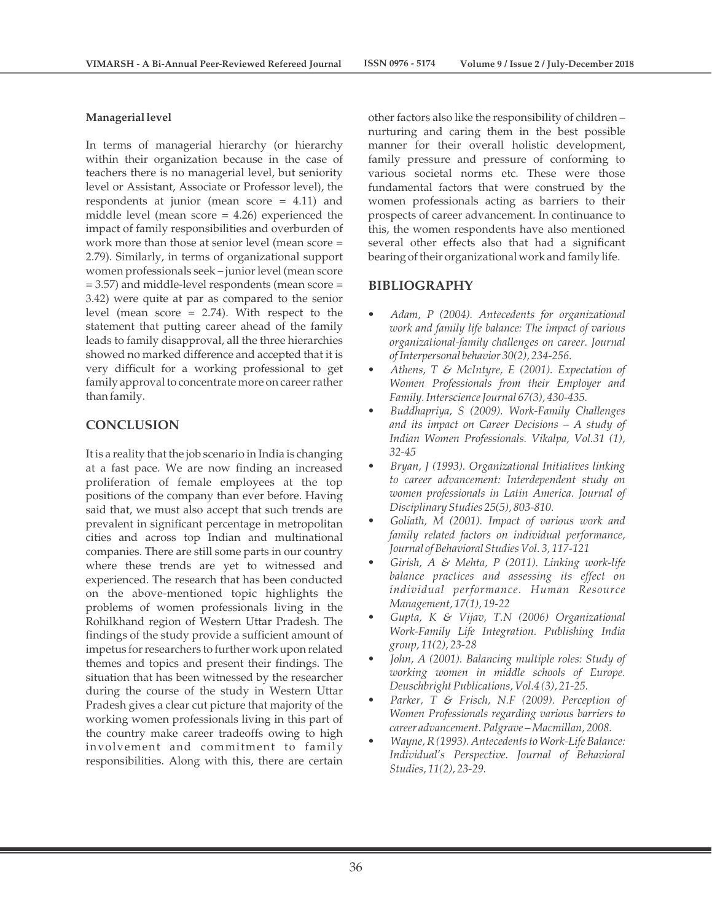**Managerial level**

In terms of managerial hierarchy (or hierarchy within their organization because in the case of teachers there is no managerial level, but seniority level or Assistant, Associate or Professor level), the respondents at junior (mean score = 4.11) and middle level (mean score = 4.26) experienced the impact of family responsibilities and overburden of work more than those at senior level (mean score = 2.79). Similarly, in terms of organizational support women professionals seek – junior level (mean score = 3.57) and middle-level respondents (mean score = 3.42) were quite at par as compared to the senior level (mean score = 2.74). With respect to the statement that putting career ahead of the family leads to family disapproval, all the three hierarchies showed no marked difference and accepted that it is very difficult for a working professional to get family approval to concentrate more on career rather than family.

## CONCLUSION

It is a reality that the job scenario in India is changing at a fast pace. We are now finding an increased proliferation of female employees at the top positions of the company than ever before. Having said that, we must also accept that such trends are prevalent in significant percentage in metropolitan cities and across top Indian and multinational companies. There are still some parts in our country where these trends are yet to witnessed and experienced. The research that has been conducted on the above-mentioned topic highlights the problems of women professionals living in the Rohilkhand region of Western Uttar Pradesh. The findings of the study provide a sufficient amount of impetus for researchers to further work upon related themes and topics and present their findings. The situation that has been witnessed by the researcher during the course of the study in Western Uttar Pradesh gives a clear cut picture that majority of the working women professionals living in this part of the country make career tradeoffs owing to high involvement and commitment to family responsibilities. Along with this, there are certain other factors also like the responsibility of children – nurturing and caring them in the best possible manner for their overall holistic development, family pressure and pressure of conforming to various societal norms etc. These were those fundamental factors that were construed by the women professionals acting as barriers to their prospects of career advancement. In continuance to this, the women respondents have also mentioned several other effects also that had a significant bearing of their organizational work and family life.

## BIBLIOGRAPHY

- *Adam, P (2004). Antecedents for organizational work and family life balance: The impact of various organizational-family challenges on career. Journal of Interpersonal behavior 30(2), 234-256.*
- *Athens, T & McIntyre, E (2001). Expectation of Women Professionals from their Employer and Family. Interscience Journal 67(3), 430-435.*
- *Buddhapriya, S (2009). Work-Family Challenges and its impact on Career Decisions – A study of Indian Women Professionals. Vikalpa, Vol.31 (1), 32-45*
- *Bryan, J (1993). Organizational Initiatives linking to career advancement: Interdependent study on women professionals in Latin America. Journal of Disciplinary Studies 25(5), 803-810.*
- *Goliath, M (2001). Impact of various work and family related factors on individual performance, Journal of Behavioral Studies Vol. 3, 117-121*
- *Girish, A & Mehta, P (2011). Linking work-life balance practices and assessing its effect on individual performance. Human Resource Management, 17(1), 19-22*
- *Gupta, K & Vijav, T.N (2006) Organizational Work-Family Life Integration. Publishing India group, 11(2), 23-28*
- *John, A (2001). Balancing multiple roles: Study of working women in middle schools of Europe. Deuschbright Publications, Vol.4 (3), 21-25.*
- *Parker, T & Frisch, N.F (2009). Perception of Women Professionals regarding various barriers to career advancement. Palgrave – Macmillan, 2008.*
- *Wayne, R (1993). Antecedents to Work-Life Balance: Individual's Perspective. Journal of Behavioral Studies, 11(2), 23-29.*